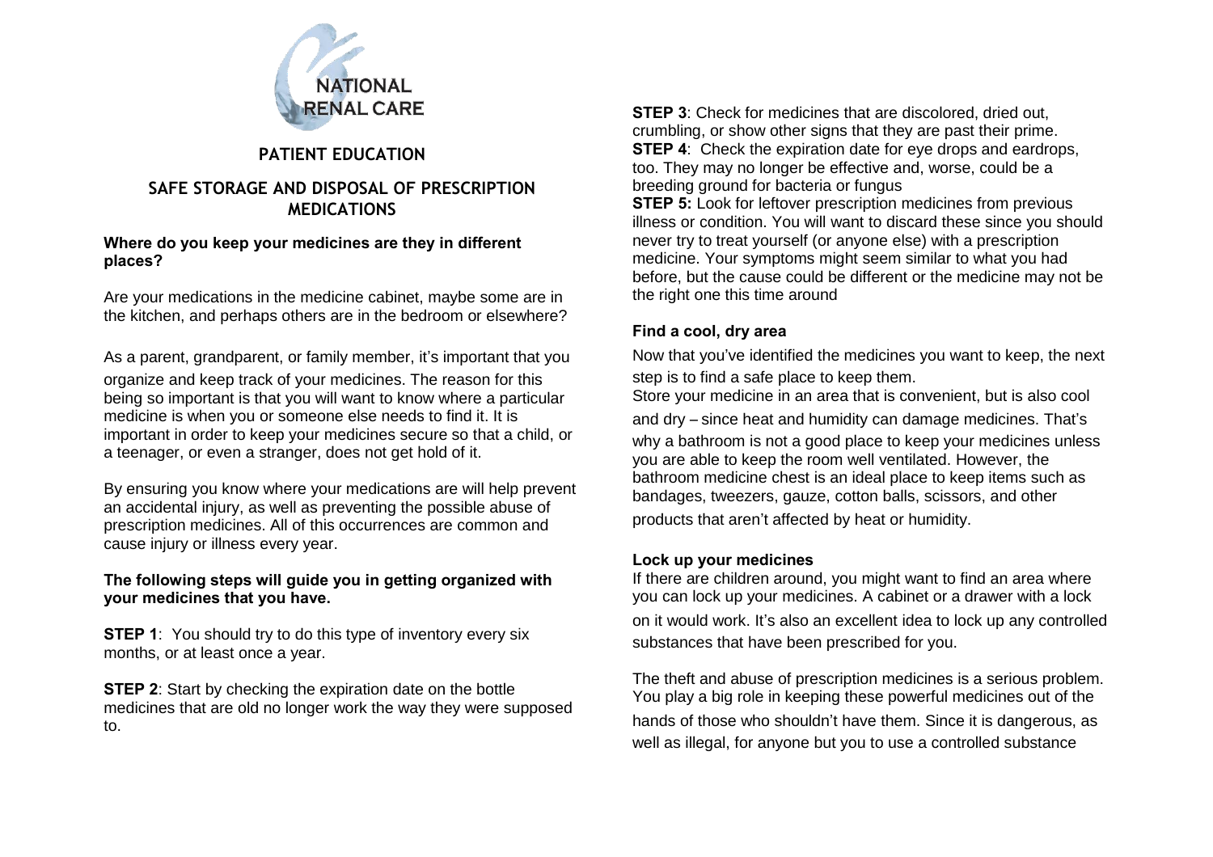NATIONAL RENAL CARE

## PATIENT EDUCATION

## SAFE STORAGE AND DISPOSAL OF PRESCRIPTION MEDICATIONS

**Where do you keep your medicines are they in different places?**

Are your medications in the medicine cabinet, maybe some are in the kitchen, and perhaps others are in the bedroom or elsewhere?

As a parent, grandparent, or family member, it's important that you organize and keep track of your medicines. The reason for this being so important is that you will want to know where a particular medicine is when you or someone else needs to find it. It is important in order to keep your medicines secure so that a child, or a teenager, or even a stranger, does not get hold of it.

By ensuring you know where your medications are will help prevent an accidental injury, as well as preventing the possible abuse of prescription medicines. All of this occurrences are common and cause injury or illness every year.

**The following steps will guide you in getting organized with your medicines that you have.**

**STEP 1**: You should try to do this type of inventory every six months, or at least once a year.

**STEP 2**: Start by checking the expiration date on the bottle medicines that are old no longer work the way they were supposed to.

**STEP 3**: Check for medicines that are discolored, dried out, crumbling, or show other signs that they are past their prime.
**STEP 4**: Check the expiration date for eye drops and eardrops, too. They may no longer be effective and, worse, could be a breeding ground for bacteria or fungus
**STEP 5:** Look for leftover prescription medicines from previous illness or condition. You will want to discard these since you should never try to treat yourself (or anyone else) with a prescription medicine. Your symptoms might seem similar to what you had before, but the cause could be different or the medicine may not be the right one this time around

**Find a cool, dry area**

Now that you've identified the medicines you want to keep, the next step is to find a safe place to keep them.
Store your medicine in an area that is convenient, but is also cool and dry – since heat and humidity can damage medicines. That's why a bathroom is not a good place to keep your medicines unless you are able to keep the room well ventilated. However, the bathroom medicine chest is an ideal place to keep items such as bandages, tweezers, gauze, cotton balls, scissors, and other products that aren't affected by heat or humidity.

**Lock up your medicines**
If there are children around, you might want to find an area where you can lock up your medicines. A cabinet or a drawer with a lock on it would work. It's also an excellent idea to lock up any controlled substances that have been prescribed for you.

The theft and abuse of prescription medicines is a serious problem. You play a big role in keeping these powerful medicines out of the hands of those who shouldn't have them. Since it is dangerous, as well as illegal, for anyone but you to use a controlled substance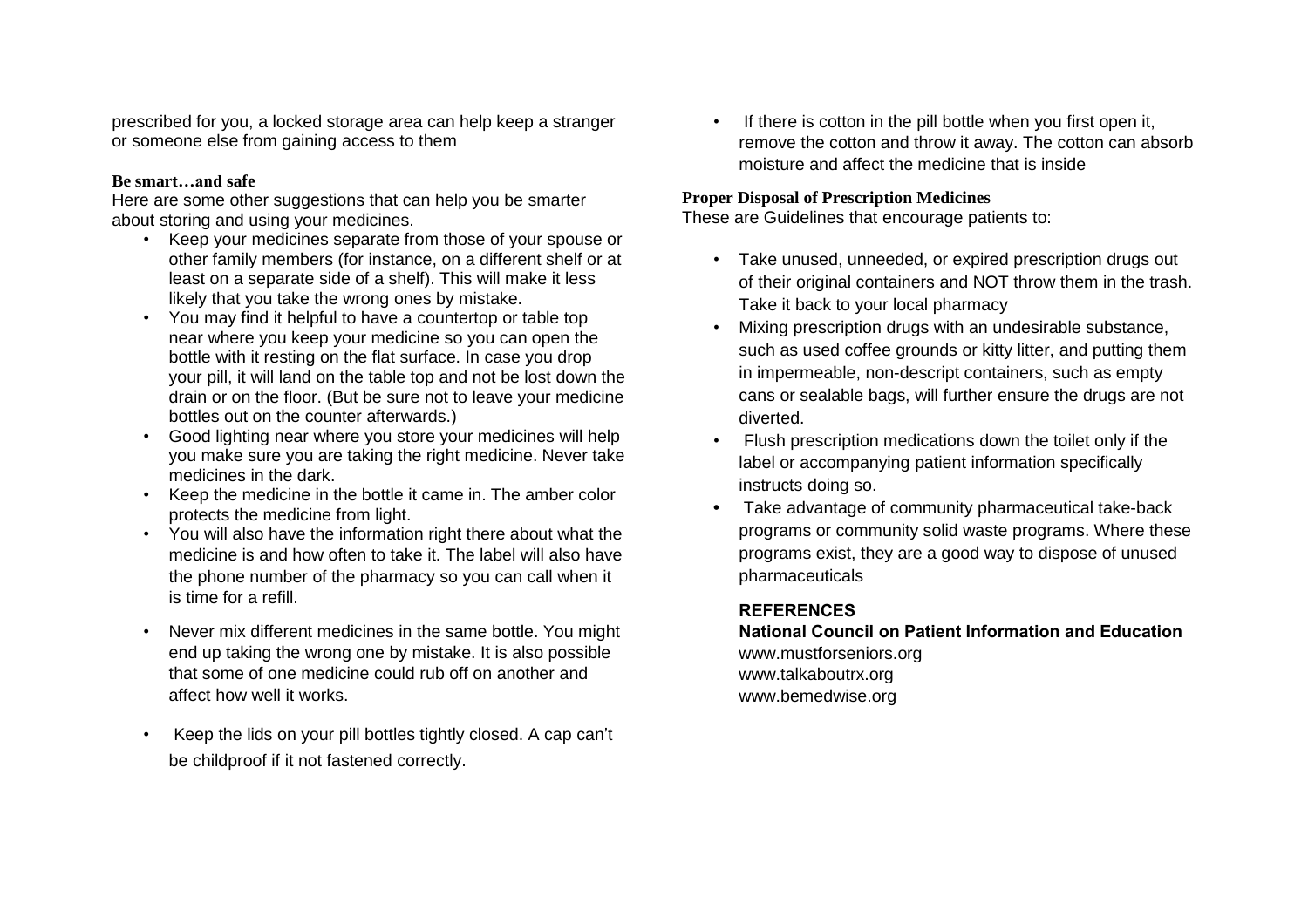prescribed for you, a locked storage area can help keep a stranger or someone else from gaining access to them

**Be smart…and safe**

Here are some other suggestions that can help you be smarter about storing and using your medicines.

- Keep your medicines separate from those of your spouse or other family members (for instance, on a different shelf or at least on a separate side of a shelf). This will make it less likely that you take the wrong ones by mistake.
- You may find it helpful to have a countertop or table top near where you keep your medicine so you can open the bottle with it resting on the flat surface. In case you drop your pill, it will land on the table top and not be lost down the drain or on the floor. (But be sure not to leave your medicine bottles out on the counter afterwards.)
- Good lighting near where you store your medicines will help you make sure you are taking the right medicine. Never take medicines in the dark.
- Keep the medicine in the bottle it came in. The amber color protects the medicine from light.
- You will also have the information right there about what the medicine is and how often to take it. The label will also have the phone number of the pharmacy so you can call when it is time for a refill.
- Never mix different medicines in the same bottle. You might end up taking the wrong one by mistake. It is also possible that some of one medicine could rub off on another and affect how well it works.
- Keep the lids on your pill bottles tightly closed. A cap can't be childproof if it not fastened correctly.
- If there is cotton in the pill bottle when you first open it, remove the cotton and throw it away. The cotton can absorb moisture and affect the medicine that is inside

**Proper Disposal of Prescription Medicines**

These are Guidelines that encourage patients to:

- Take unused, unneeded, or expired prescription drugs out of their original containers and NOT throw them in the trash. Take it back to your local pharmacy
- Mixing prescription drugs with an undesirable substance, such as used coffee grounds or kitty litter, and putting them in impermeable, non-descript containers, such as empty cans or sealable bags, will further ensure the drugs are not diverted.
- Flush prescription medications down the toilet only if the label or accompanying patient information specifically instructs doing so.
- Take advantage of community pharmaceutical take-back programs or community solid waste programs. Where these programs exist, they are a good way to dispose of unused pharmaceuticals

**REFERENCES**

**National Council on Patient Information and Education**

www.mustforseniors.org
www.talkaboutrx.org
www.bemedwise.org